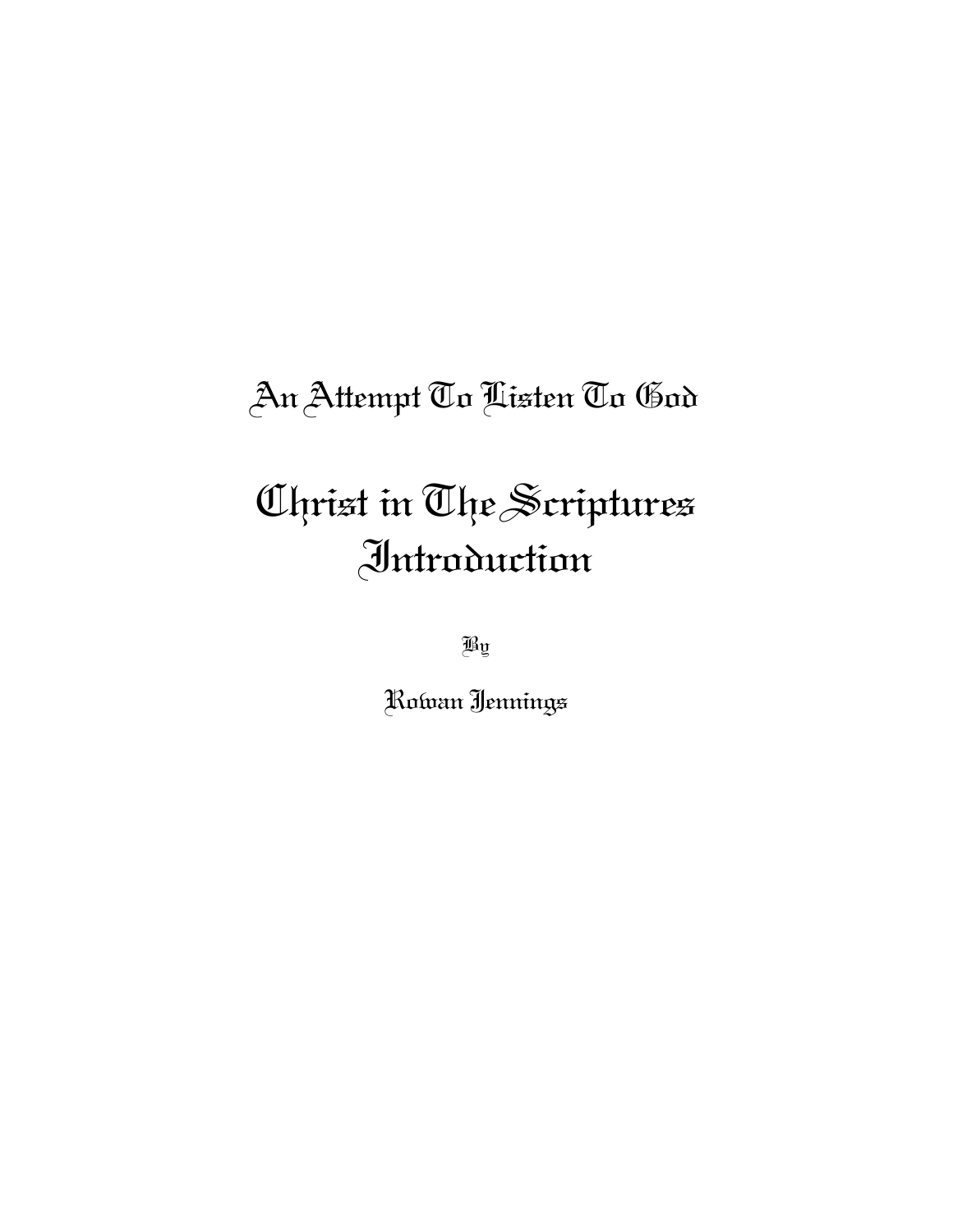## An Attempt To Listen To God

# Christ in The Scriptures
# Introduction

By

Rowan Jennings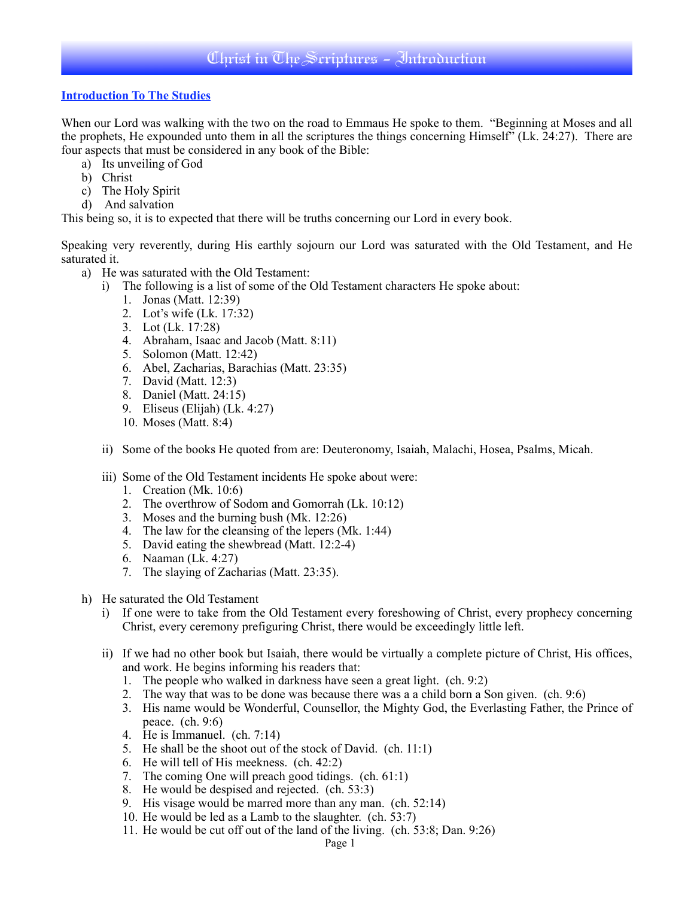# Christ in The Scriptures - Introduction

**Introduction To The Studies**

When our Lord was walking with the two on the road to Emmaus He spoke to them. "Beginning at Moses and all the prophets, He expounded unto them in all the scriptures the things concerning Himself" (Lk. 24:27). There are four aspects that must be considered in any book of the Bible:

a) Its unveiling of God
b) Christ
c) The Holy Spirit
d) And salvation

This being so, it is to expected that there will be truths concerning our Lord in every book.

Speaking very reverently, during His earthly sojourn our Lord was saturated with the Old Testament, and He saturated it.

a) He was saturated with the Old Testament:
   i) The following is a list of some of the Old Testament characters He spoke about:
      1. Jonas (Matt. 12:39)
      2. Lot's wife (Lk. 17:32)
      3. Lot (Lk. 17:28)
      4. Abraham, Isaac and Jacob (Matt. 8:11)
      5. Solomon (Matt. 12:42)
      6. Abel, Zacharias, Barachias (Matt. 23:35)
      7. David (Matt. 12:3)
      8. Daniel (Matt. 24:15)
      9. Eliseus (Elijah) (Lk. 4:27)
      10. Moses (Matt. 8:4)

   ii) Some of the books He quoted from are: Deuteronomy, Isaiah, Malachi, Hosea, Psalms, Micah.

   iii) Some of the Old Testament incidents He spoke about were:
      1. Creation (Mk. 10:6)
      2. The overthrow of Sodom and Gomorrah (Lk. 10:12)
      3. Moses and the burning bush (Mk. 12:26)
      4. The law for the cleansing of the lepers (Mk. 1:44)
      5. David eating the shewbread (Matt. 12:2-4)
      6. Naaman (Lk. 4:27)
      7. The slaying of Zacharias (Matt. 23:35).

h) He saturated the Old Testament
   i) If one were to take from the Old Testament every foreshowing of Christ, every prophecy concerning Christ, every ceremony prefiguring Christ, there would be exceedingly little left.

   ii) If we had no other book but Isaiah, there would be virtually a complete picture of Christ, His offices, and work. He begins informing his readers that:
      1. The people who walked in darkness have seen a great light. (ch. 9:2)
      2. The way that was to be done was because there was a a child born a Son given. (ch. 9:6)
      3. His name would be Wonderful, Counsellor, the Mighty God, the Everlasting Father, the Prince of peace. (ch. 9:6)
      4. He is Immanuel. (ch. 7:14)
      5. He shall be the shoot out of the stock of David. (ch. 11:1)
      6. He will tell of His meekness. (ch. 42:2)
      7. The coming One will preach good tidings. (ch. 61:1)
      8. He would be despised and rejected. (ch. 53:3)
      9. His visage would be marred more than any man. (ch. 52:14)
      10. He would be led as a Lamb to the slaughter. (ch. 53:7)
      11. He would be cut off out of the land of the living. (ch. 53:8; Dan. 9:26)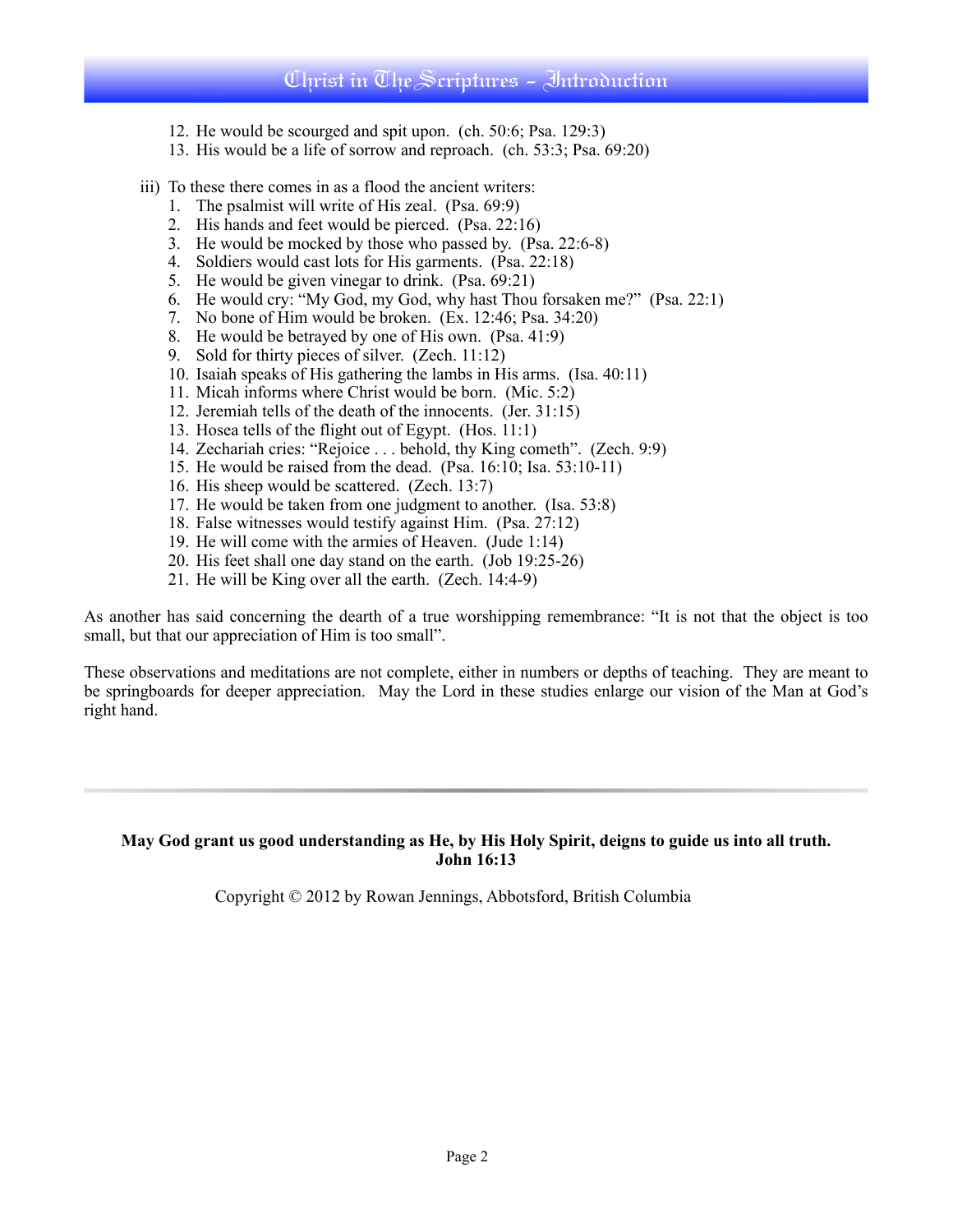12. He would be scourged and spit upon. (ch. 50:6; Psa. 129:3)
13. His would be a life of sorrow and reproach. (ch. 53:3; Psa. 69:20)

iii) To these there comes in as a flood the ancient writers:

1. The psalmist will write of His zeal. (Psa. 69:9)
2. His hands and feet would be pierced. (Psa. 22:16)
3. He would be mocked by those who passed by. (Psa. 22:6-8)
4. Soldiers would cast lots for His garments. (Psa. 22:18)
5. He would be given vinegar to drink. (Psa. 69:21)
6. He would cry: "My God, my God, why hast Thou forsaken me?" (Psa. 22:1)
7. No bone of Him would be broken. (Ex. 12:46; Psa. 34:20)
8. He would be betrayed by one of His own. (Psa. 41:9)
9. Sold for thirty pieces of silver. (Zech. 11:12)
10. Isaiah speaks of His gathering the lambs in His arms. (Isa. 40:11)
11. Micah informs where Christ would be born. (Mic. 5:2)
12. Jeremiah tells of the death of the innocents. (Jer. 31:15)
13. Hosea tells of the flight out of Egypt. (Hos. 11:1)
14. Zechariah cries: "Rejoice . . . behold, thy King cometh". (Zech. 9:9)
15. He would be raised from the dead. (Psa. 16:10; Isa. 53:10-11)
16. His sheep would be scattered. (Zech. 13:7)
17. He would be taken from one judgment to another. (Isa. 53:8)
18. False witnesses would testify against Him. (Psa. 27:12)
19. He will come with the armies of Heaven. (Jude 1:14)
20. His feet shall one day stand on the earth. (Job 19:25-26)
21. He will be King over all the earth. (Zech. 14:4-9)

As another has said concerning the dearth of a true worshipping remembrance: "It is not that the object is too small, but that our appreciation of Him is too small".

These observations and meditations are not complete, either in numbers or depths of teaching. They are meant to be springboards for deeper appreciation. May the Lord in these studies enlarge our vision of the Man at God's right hand.

---

**May God grant us good understanding as He, by His Holy Spirit, deigns to guide us into all truth. John 16:13**

Copyright © 2012 by Rowan Jennings, Abbotsford, British Columbia